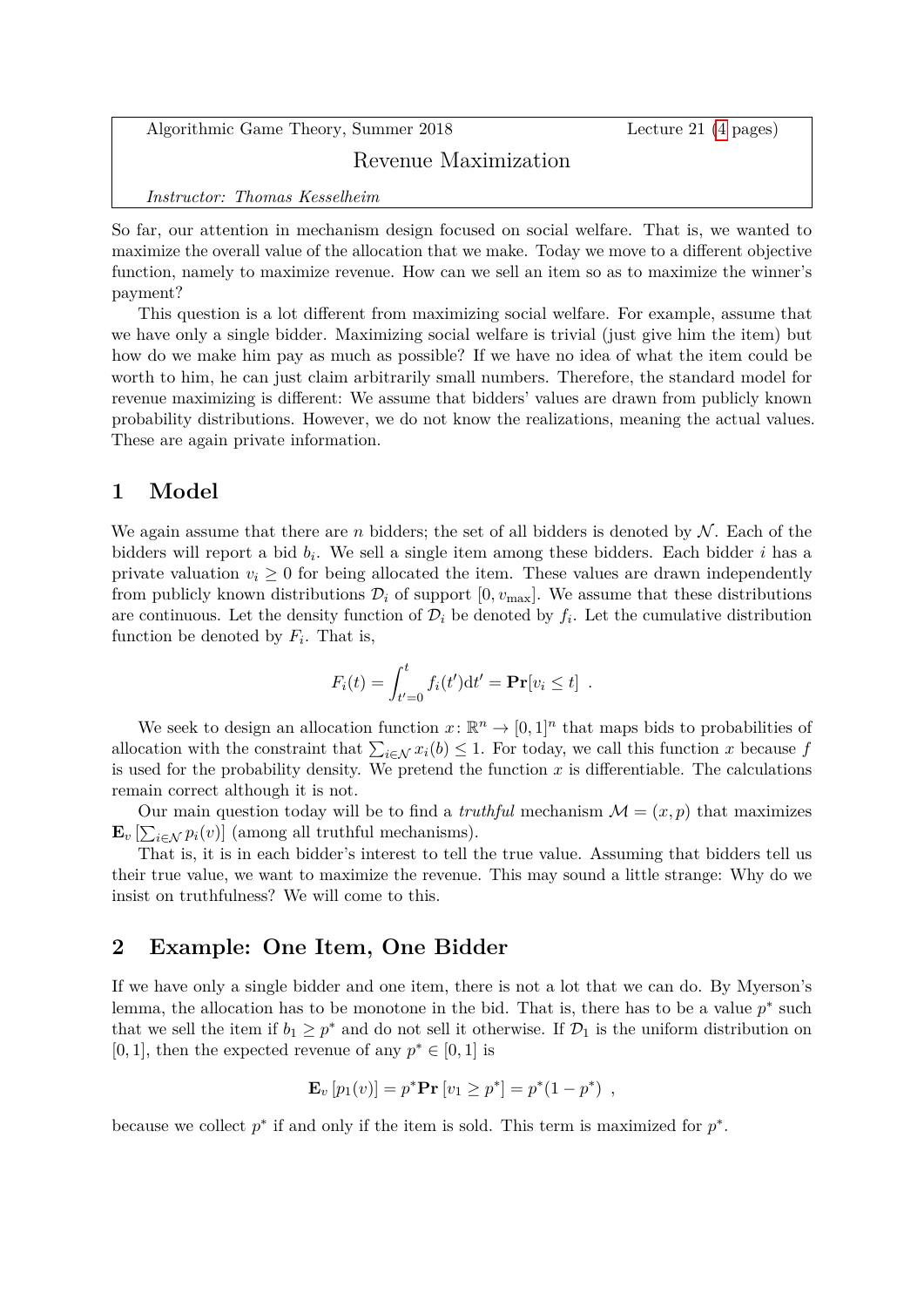Algorithmic Game Theory, Summer 2018 — Lecture 21 (4 pages)

# Revenue Maximization

*Instructor: Thomas Kesselheim*

So far, our attention in mechanism design focused on social welfare. That is, we wanted to maximize the overall value of the allocation that we make. Today we move to a different objective function, namely to maximize revenue. How can we sell an item so as to maximize the winner's payment?

This question is a lot different from maximizing social welfare. For example, assume that we have only a single bidder. Maximizing social welfare is trivial (just give him the item) but how do we make him pay as much as possible? If we have no idea of what the item could be worth to him, he can just claim arbitrarily small numbers. Therefore, the standard model for revenue maximizing is different: We assume that bidders' values are drawn from publicly known probability distributions. However, we do not know the realizations, meaning the actual values. These are again private information.

## 1 Model

We again assume that there are $n$ bidders; the set of all bidders is denoted by $\mathcal{N}$. Each of the bidders will report a bid $b_i$. We sell a single item among these bidders. Each bidder $i$ has a private valuation $v_i \geq 0$ for being allocated the item. These values are drawn independently from publicly known distributions $\mathcal{D}_i$ of support $[0, v_{\max}]$. We assume that these distributions are continuous. Let the density function of $\mathcal{D}_i$ be denoted by $f_i$. Let the cumulative distribution function be denoted by $F_i$. That is,

$$F_i(t) = \int_{t'=0}^{t} f_i(t') \mathrm{d}t' = \mathbf{Pr}[v_i \leq t] \enspace .$$

We seek to design an allocation function $x \colon \mathbb{R}^n \to [0,1]^n$ that maps bids to probabilities of allocation with the constraint that $\sum_{i \in \mathcal{N}} x_i(b) \leq 1$. For today, we call this function $x$ because $f$ is used for the probability density. We pretend the function $x$ is differentiable. The calculations remain correct although it is not.

Our main question today will be to find a *truthful* mechanism $\mathcal{M} = (x, p)$ that maximizes $\mathbf{E}_v\left[\sum_{i \in \mathcal{N}} p_i(v)\right]$ (among all truthful mechanisms).

That is, it is in each bidder's interest to tell the true value. Assuming that bidders tell us their true value, we want to maximize the revenue. This may sound a little strange: Why do we insist on truthfulness? We will come to this.

## 2 Example: One Item, One Bidder

If we have only a single bidder and one item, there is not a lot that we can do. By Myerson's lemma, the allocation has to be monotone in the bid. That is, there has to be a value $p^*$ such that we sell the item if $b_1 \geq p^*$ and do not sell it otherwise. If $\mathcal{D}_1$ is the uniform distribution on $[0,1]$, then the expected revenue of any $p^* \in [0,1]$ is

$$\mathbf{E}_v\left[p_1(v)\right] = p^* \mathbf{Pr}\left[v_1 \geq p^*\right] = p^*(1 - p^*) \enspace ,$$

because we collect $p^*$ if and only if the item is sold. This term is maximized for $p^*$.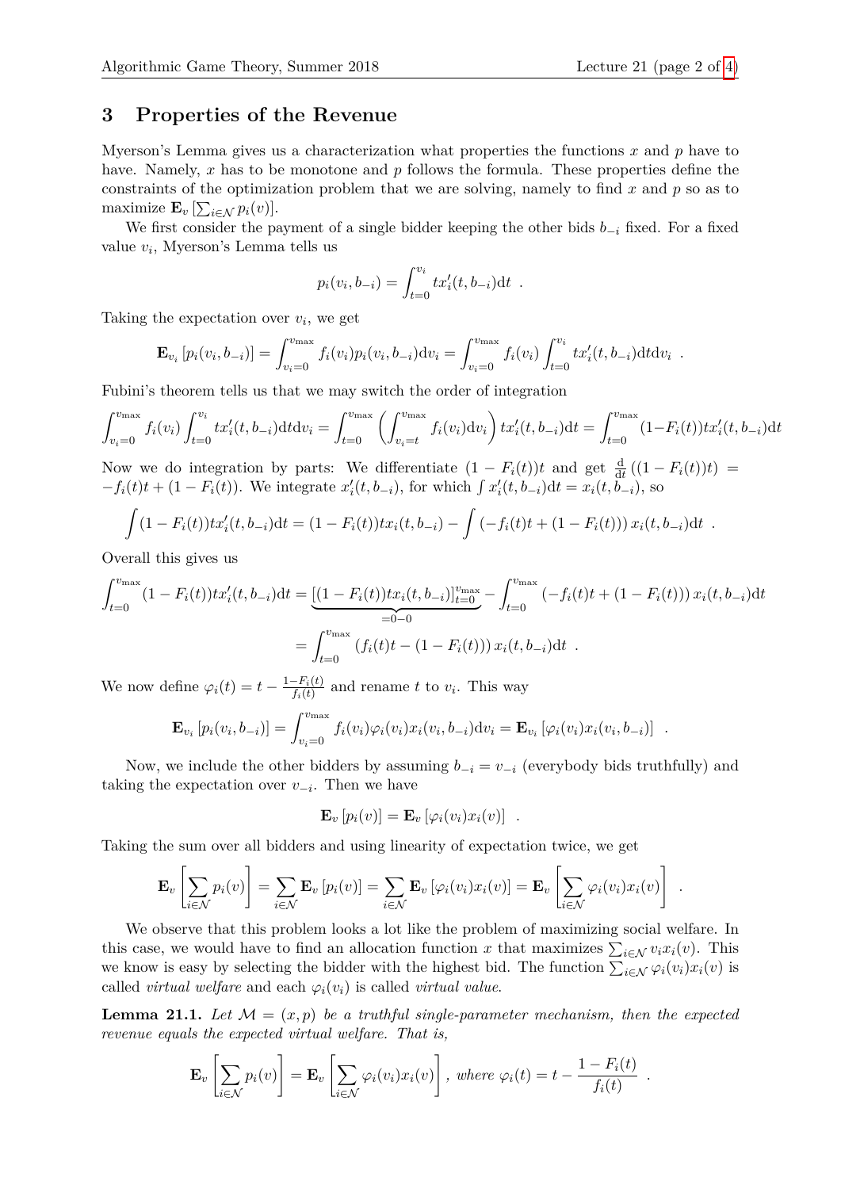## 3 Properties of the Revenue

Myerson's Lemma gives us a characterization what properties the functions $x$ and $p$ have to have. Namely, $x$ has to be monotone and $p$ follows the formula. These properties define the constraints of the optimization problem that we are solving, namely to find $x$ and $p$ so as to maximize $\mathbf{E}_v\left[\sum_{i\in\mathcal{N}} p_i(v)\right]$.

We first consider the payment of a single bidder keeping the other bids $b_{-i}$ fixed. For a fixed value $v_i$, Myerson's Lemma tells us

$$p_i(v_i, b_{-i}) = \int_{t=0}^{v_i} t x_i'(t, b_{-i}) \mathrm{d}t \enspace .$$

Taking the expectation over $v_i$, we get

$$\mathbf{E}_{v_i}\left[p_i(v_i, b_{-i})\right] = \int_{v_i=0}^{v_{\max}} f_i(v_i) p_i(v_i, b_{-i}) \mathrm{d}v_i = \int_{v_i=0}^{v_{\max}} f_i(v_i) \int_{t=0}^{v_i} t x_i'(t, b_{-i}) \mathrm{d}t \mathrm{d}v_i \enspace .$$

Fubini's theorem tells us that we may switch the order of integration

$$\int_{v_i=0}^{v_{\max}} f_i(v_i) \int_{t=0}^{v_i} t x_i'(t, b_{-i}) \mathrm{d}t \mathrm{d}v_i = \int_{t=0}^{v_{\max}} \left( \int_{v_i=t}^{v_{\max}} f_i(v_i) \mathrm{d}v_i \right) t x_i'(t, b_{-i}) \mathrm{d}t = \int_{t=0}^{v_{\max}} (1 - F_i(t)) t x_i'(t, b_{-i}) \mathrm{d}t$$

Now we do integration by parts: We differentiate $(1 - F_i(t))t$ and get $\frac{\mathrm{d}}{\mathrm{d}t}\left((1 - F_i(t))t\right) = -f_i(t)t + (1 - F_i(t))$. We integrate $x_i'(t, b_{-i})$, for which $\int x_i'(t, b_{-i}) \mathrm{d}t = x_i(t, b_{-i})$, so

$$\int (1 - F_i(t)) t x_i'(t, b_{-i}) \mathrm{d}t = (1 - F_i(t)) t x_i(t, b_{-i}) - \int \left(-f_i(t)t + (1 - F_i(t))\right) x_i(t, b_{-i}) \mathrm{d}t \enspace .$$

Overall this gives us

$$\int_{t=0}^{v_{\max}} (1 - F_i(t)) t x_i'(t, b_{-i}) \mathrm{d}t = \underbrace{\left[(1 - F_i(t)) t x_i(t, b_{-i})\right]_{t=0}^{v_{\max}}}_{=0-0} - \int_{t=0}^{v_{\max}} \left(-f_i(t)t + (1 - F_i(t))\right) x_i(t, b_{-i}) \mathrm{d}t$$

$$= \int_{t=0}^{v_{\max}} \left(f_i(t)t - (1 - F_i(t))\right) x_i(t, b_{-i}) \mathrm{d}t \enspace .$$

We now define $\varphi_i(t) = t - \frac{1 - F_i(t)}{f_i(t)}$ and rename $t$ to $v_i$. This way

$$\mathbf{E}_{v_i}\left[p_i(v_i, b_{-i})\right] = \int_{v_i=0}^{v_{\max}} f_i(v_i) \varphi_i(v_i) x_i(v_i, b_{-i}) \mathrm{d}v_i = \mathbf{E}_{v_i}\left[\varphi_i(v_i) x_i(v_i, b_{-i})\right] \enspace .$$

Now, we include the other bidders by assuming $b_{-i} = v_{-i}$ (everybody bids truthfully) and taking the expectation over $v_{-i}$. Then we have

$$\mathbf{E}_v\left[p_i(v)\right] = \mathbf{E}_v\left[\varphi_i(v_i) x_i(v)\right] \enspace .$$

Taking the sum over all bidders and using linearity of expectation twice, we get

$$\mathbf{E}_v\left[\sum_{i\in\mathcal{N}} p_i(v)\right] = \sum_{i\in\mathcal{N}} \mathbf{E}_v\left[p_i(v)\right] = \sum_{i\in\mathcal{N}} \mathbf{E}_v\left[\varphi_i(v_i) x_i(v)\right] = \mathbf{E}_v\left[\sum_{i\in\mathcal{N}} \varphi_i(v_i) x_i(v)\right] \enspace .$$

We observe that this problem looks a lot like the problem of maximizing social welfare. In this case, we would have to find an allocation function $x$ that maximizes $\sum_{i\in\mathcal{N}} v_i x_i(v)$. This we know is easy by selecting the bidder with the highest bid. The function $\sum_{i\in\mathcal{N}} \varphi_i(v_i) x_i(v)$ is called *virtual welfare* and each $\varphi_i(v_i)$ is called *virtual value*.

**Lemma 21.1.** *Let $\mathcal{M} = (x, p)$ be a truthful single-parameter mechanism, then the expected revenue equals the expected virtual welfare. That is,*

$$\mathbf{E}_v\left[\sum_{i\in\mathcal{N}} p_i(v)\right] = \mathbf{E}_v\left[\sum_{i\in\mathcal{N}} \varphi_i(v_i) x_i(v)\right], \text{ where } \varphi_i(t) = t - \frac{1 - F_i(t)}{f_i(t)} \enspace .$$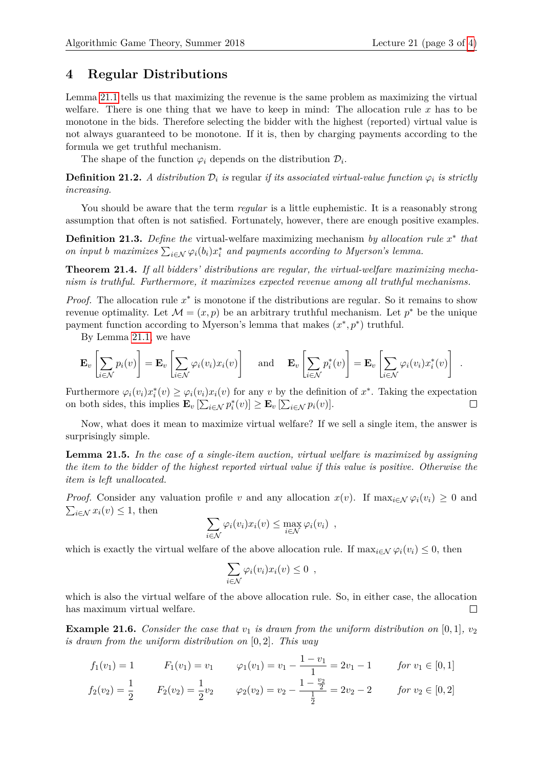## 4 Regular Distributions

Lemma 21.1 tells us that maximizing the revenue is the same problem as maximizing the virtual welfare. There is one thing that we have to keep in mind: The allocation rule $x$ has to be monotone in the bids. Therefore selecting the bidder with the highest (reported) virtual value is not always guaranteed to be monotone. If it is, then by charging payments according to the formula we get truthful mechanism.

The shape of the function $\varphi_i$ depends on the distribution $\mathcal{D}_i$.

**Definition 21.2.** *A distribution $\mathcal{D}_i$ is* regular *if its associated virtual-value function $\varphi_i$ is strictly increasing.*

You should be aware that the term *regular* is a little euphemistic. It is a reasonably strong assumption that often is not satisfied. Fortunately, however, there are enough positive examples.

**Definition 21.3.** *Define the* virtual-welfare maximizing mechanism *by allocation rule $x^*$ that on input $b$ maximizes $\sum_{i \in \mathcal{N}} \varphi_i(b_i) x_i^*$ and payments according to Myerson's lemma.*

**Theorem 21.4.** *If all bidders' distributions are regular, the virtual-welfare maximizing mechanism is truthful. Furthermore, it maximizes expected revenue among all truthful mechanisms.*

*Proof.* The allocation rule $x^*$ is monotone if the distributions are regular. So it remains to show revenue optimality. Let $\mathcal{M} = (x, p)$ be an arbitrary truthful mechanism. Let $p^*$ be the unique payment function according to Myerson's lemma that makes $(x^*, p^*)$ truthful.

By Lemma 21.1, we have

$$\mathbf{E}_v\left[\sum_{i \in \mathcal{N}} p_i(v)\right] = \mathbf{E}_v\left[\sum_{i \in \mathcal{N}} \varphi_i(v_i) x_i(v)\right] \quad \text{and} \quad \mathbf{E}_v\left[\sum_{i \in \mathcal{N}} p_i^*(v)\right] = \mathbf{E}_v\left[\sum_{i \in \mathcal{N}} \varphi_i(v_i) x_i^*(v)\right] .$$

Furthermore $\varphi_i(v_i) x_i^*(v) \geq \varphi_i(v_i) x_i(v)$ for any $v$ by the definition of $x^*$. Taking the expectation on both sides, this implies $\mathbf{E}_v\left[\sum_{i \in \mathcal{N}} p_i^*(v)\right] \geq \mathbf{E}_v\left[\sum_{i \in \mathcal{N}} p_i(v)\right]$. $\square$

Now, what does it mean to maximize virtual welfare? If we sell a single item, the answer is surprisingly simple.

**Lemma 21.5.** *In the case of a single-item auction, virtual welfare is maximized by assigning the item to the bidder of the highest reported virtual value if this value is positive. Otherwise the item is left unallocated.*

*Proof.* Consider any valuation profile $v$ and any allocation $x(v)$. If $\max_{i \in \mathcal{N}} \varphi_i(v_i) \geq 0$ and $\sum_{i \in \mathcal{N}} x_i(v) \leq 1$, then

$$\sum_{i \in \mathcal{N}} \varphi_i(v_i) x_i(v) \leq \max_{i \in \mathcal{N}} \varphi_i(v_i) \enspace ,$$

which is exactly the virtual welfare of the above allocation rule. If $\max_{i \in \mathcal{N}} \varphi_i(v_i) \leq 0$, then

$$\sum_{i \in \mathcal{N}} \varphi_i(v_i) x_i(v) \leq 0 \enspace ,$$

which is also the virtual welfare of the above allocation rule. So, in either case, the allocation has maximum virtual welfare. $\square$

**Example 21.6.** *Consider the case that $v_1$ is drawn from the uniform distribution on $[0, 1]$, $v_2$ is drawn from the uniform distribution on $[0, 2]$. This way*

$$f_1(v_1) = 1 \qquad F_1(v_1) = v_1 \qquad \varphi_1(v_1) = v_1 - \frac{1 - v_1}{1} = 2v_1 - 1 \qquad \text{for } v_1 \in [0, 1]$$

$$f_2(v_2) = \frac{1}{2} \qquad F_2(v_2) = \frac{1}{2} v_2 \qquad \varphi_2(v_2) = v_2 - \frac{1 - \frac{v_2}{2}}{\frac{1}{2}} = 2v_2 - 2 \qquad \text{for } v_2 \in [0, 2]$$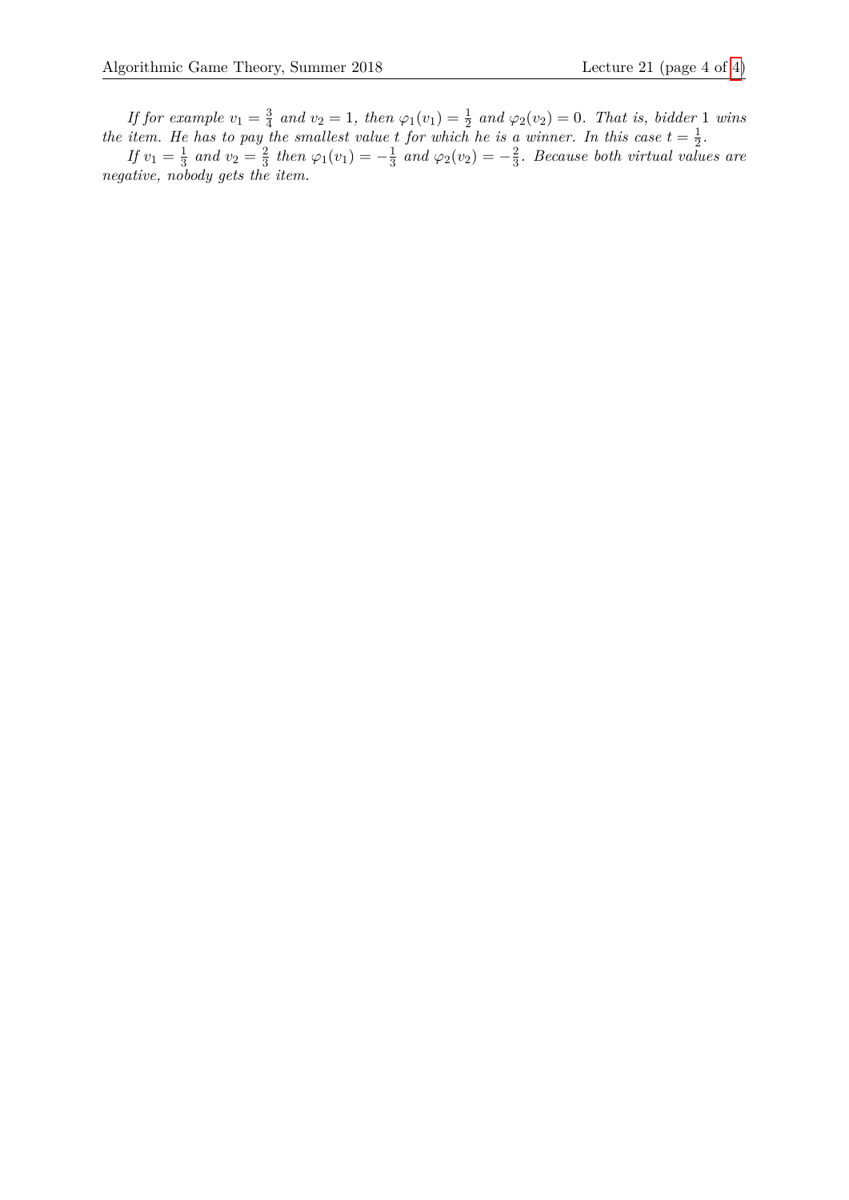*If for example $v_1 = \frac{3}{4}$ and $v_2 = 1$, then $\varphi_1(v_1) = \frac{1}{2}$ and $\varphi_2(v_2) = 0$. That is, bidder 1 wins the item. He has to pay the smallest value $t$ for which he is a winner. In this case $t = \frac{1}{2}$.*

*If $v_1 = \frac{1}{3}$ and $v_2 = \frac{2}{3}$ then $\varphi_1(v_1) = -\frac{1}{3}$ and $\varphi_2(v_2) = -\frac{2}{3}$. Because both virtual values are negative, nobody gets the item.*